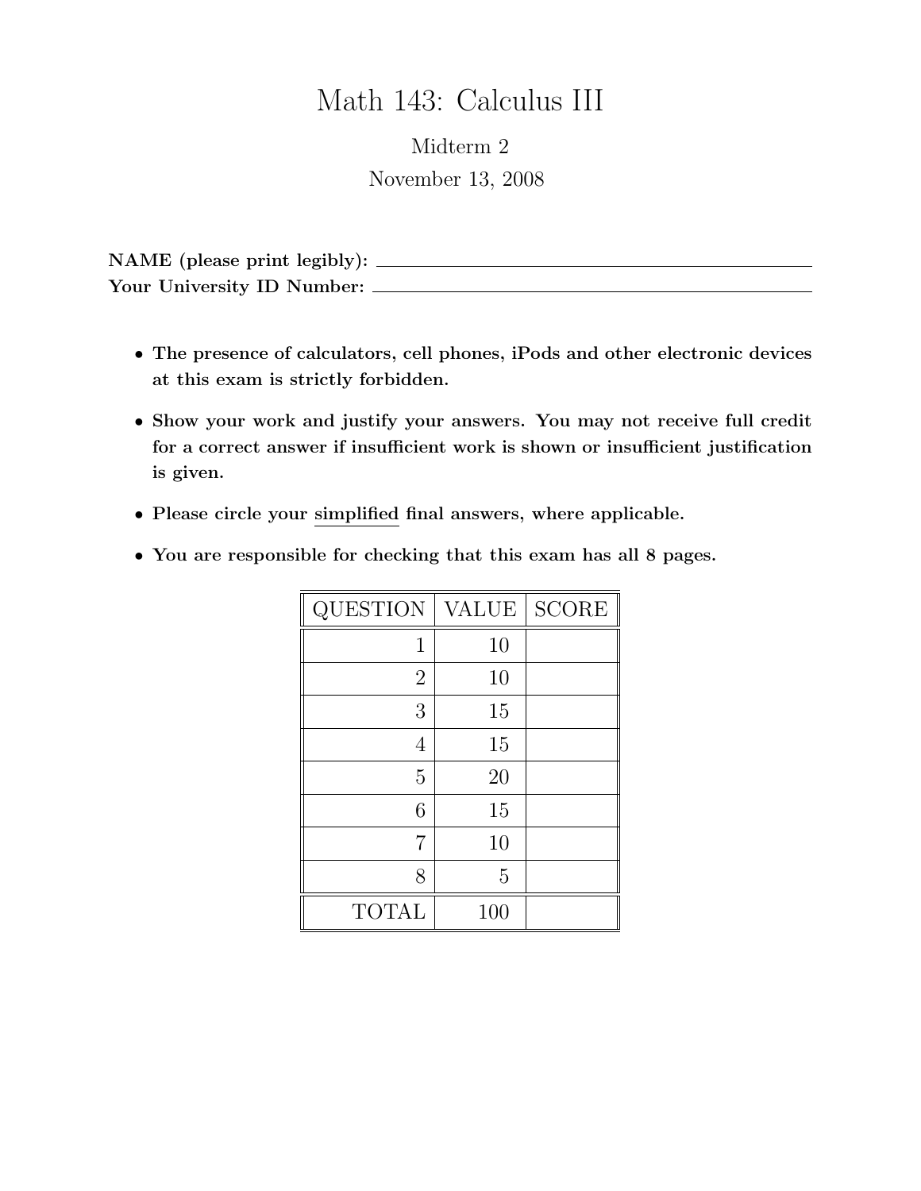# Math 143: Calculus III

Midterm 2

November 13, 2008

**NAME (please print legibly):** ______________________________

**Your University ID Number:** ______________________________

- **The presence of calculators, cell phones, iPods and other electronic devices at this exam is strictly forbidden.**
- **Show your work and justify your answers. You may not receive full credit for a correct answer if insufficient work is shown or insufficient justification is given.**
- **Please circle your simplified final answers, where applicable.**
- **You are responsible for checking that this exam has all 8 pages.**

| QUESTION | VALUE | SCORE |
|---:|---:|---|
| 1 | 10 | |
| 2 | 10 | |
| 3 | 15 | |
| 4 | 15 | |
| 5 | 20 | |
| 6 | 15 | |
| 7 | 10 | |
| 8 | 5 | |
| TOTAL | 100 | |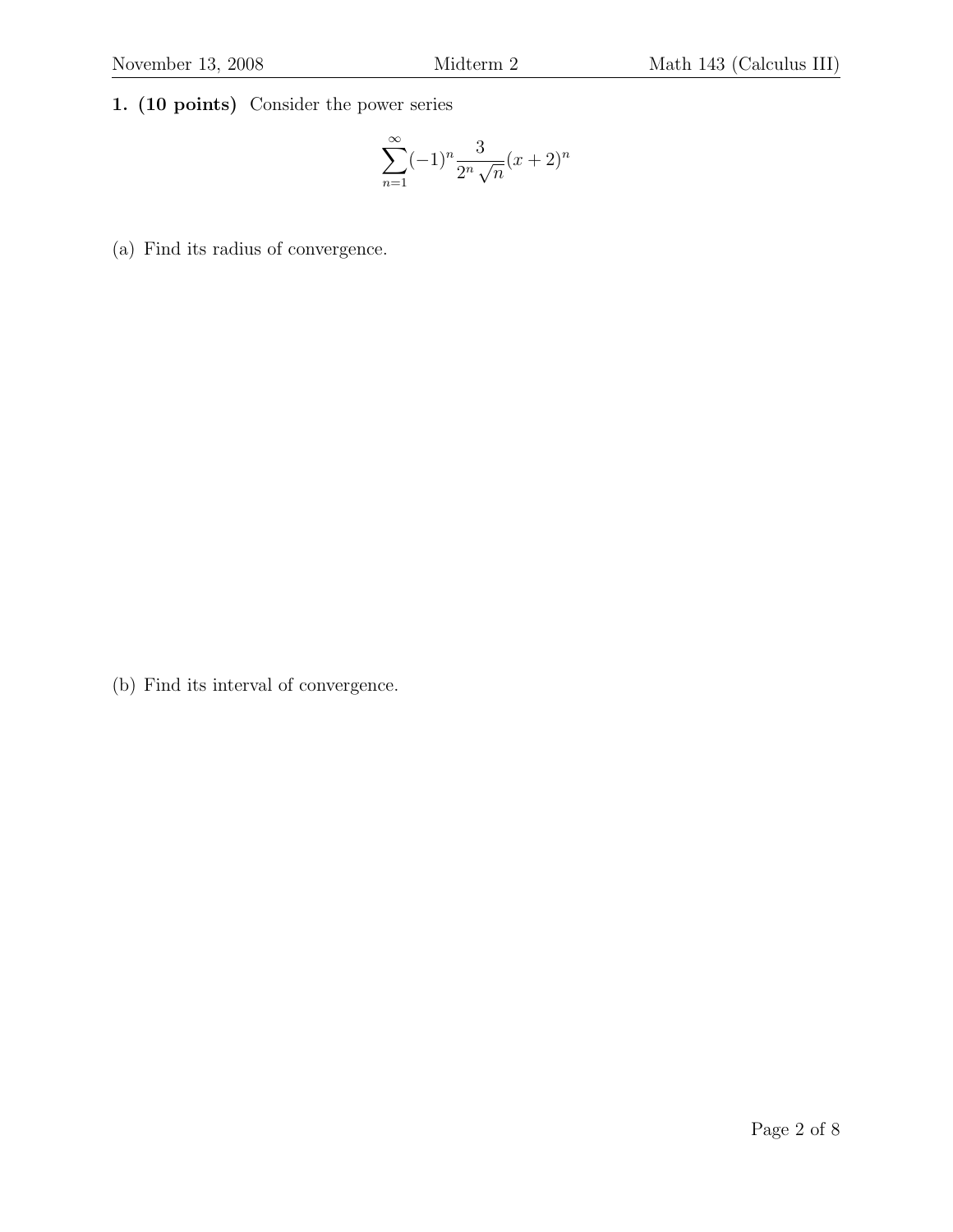**1. (10 points)** Consider the power series

$$\sum_{n=1}^{\infty} (-1)^n \frac{3}{2^n \sqrt{n}} (x+2)^n$$

(a) Find its radius of convergence.

(b) Find its interval of convergence.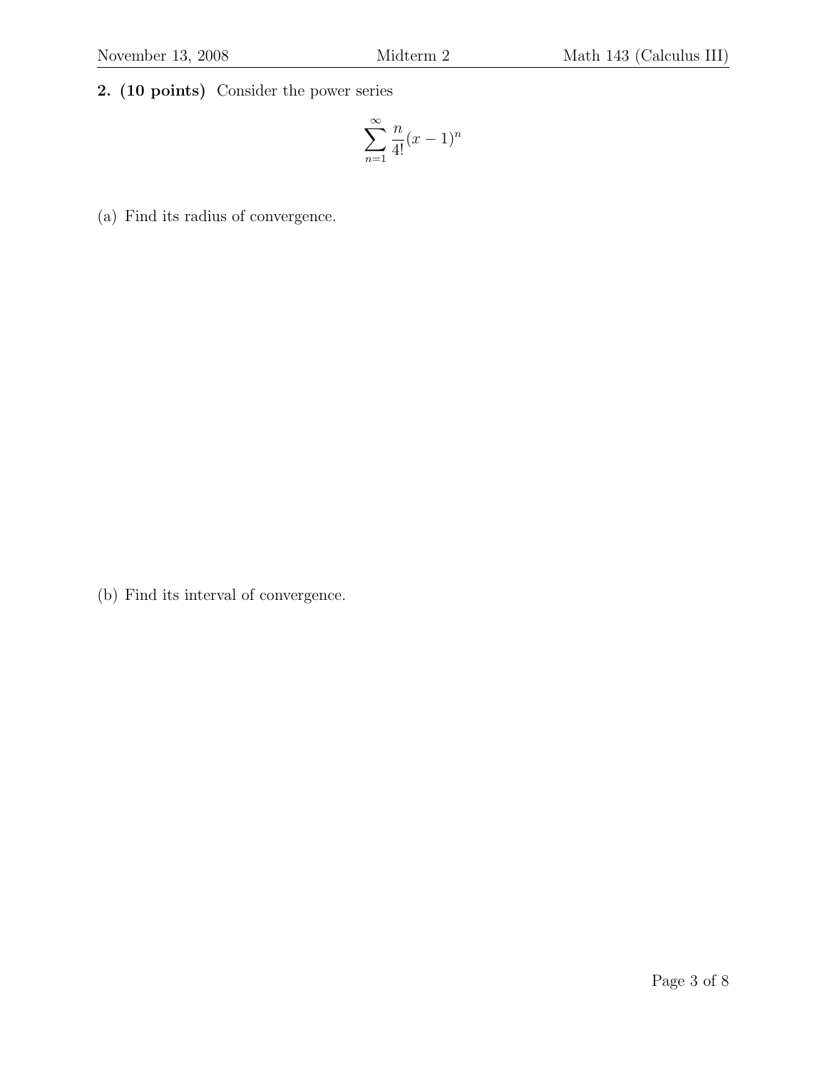**2. (10 points)** Consider the power series

$$\sum_{n=1}^{\infty} \frac{n}{4!}(x-1)^n$$

(a) Find its radius of convergence.

(b) Find its interval of convergence.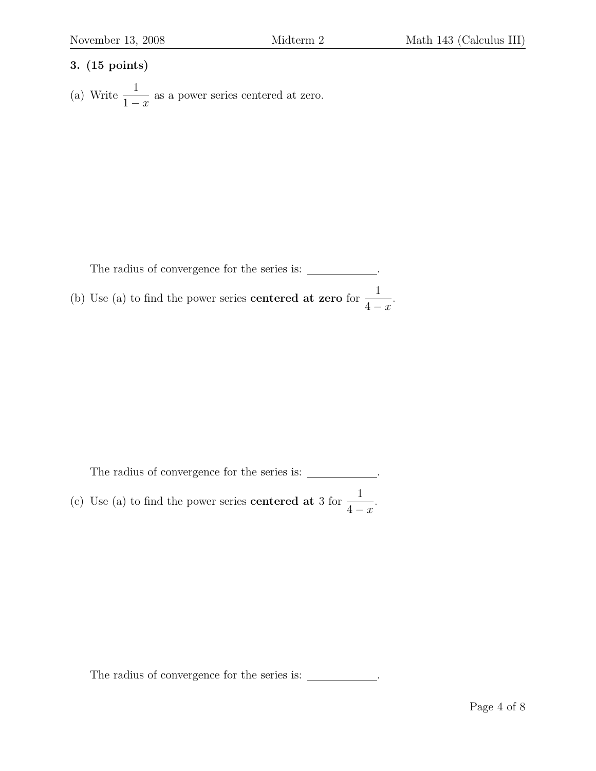**3. (15 points)**

(a) Write $\dfrac{1}{1-x}$ as a power series centered at zero.

The radius of convergence for the series is: ____________.

(b) Use (a) to find the power series **centered at zero** for $\dfrac{1}{4-x}$.

The radius of convergence for the series is: ____________.

(c) Use (a) to find the power series **centered at** 3 for $\dfrac{1}{4-x}$.

The radius of convergence for the series is: ____________.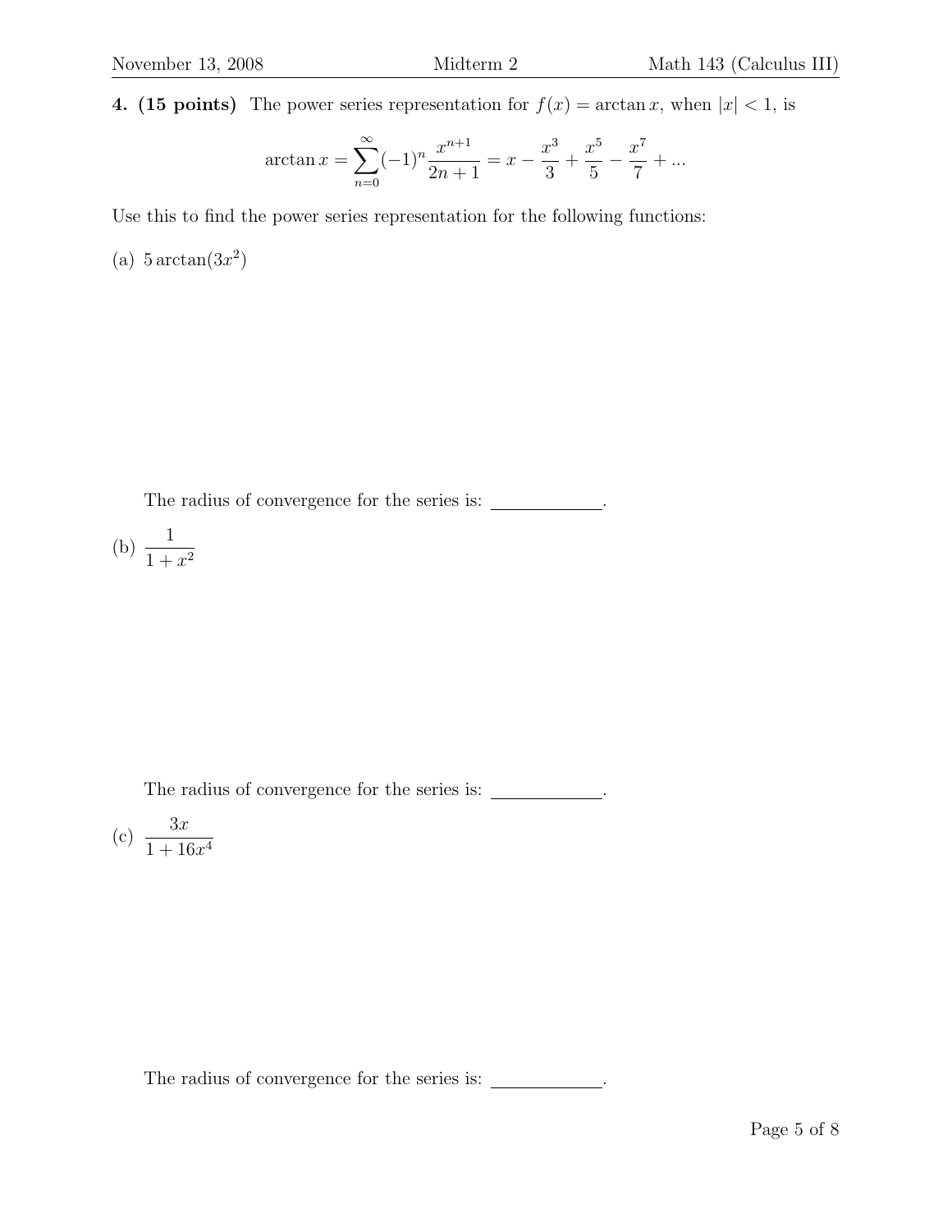**4. (15 points)** The power series representation for $f(x) = \arctan x$, when $|x| < 1$, is

$$\arctan x = \sum_{n=0}^{\infty} (-1)^n \frac{x^{n+1}}{2n+1} = x - \frac{x^3}{3} + \frac{x^5}{5} - \frac{x^7}{7} + ...$$

Use this to find the power series representation for the following functions:

(a) $5 \arctan(3x^2)$

The radius of convergence for the series is: ____________.

(b) $\dfrac{1}{1+x^2}$

The radius of convergence for the series is: ____________.

(c) $\dfrac{3x}{1+16x^4}$

The radius of convergence for the series is: ____________.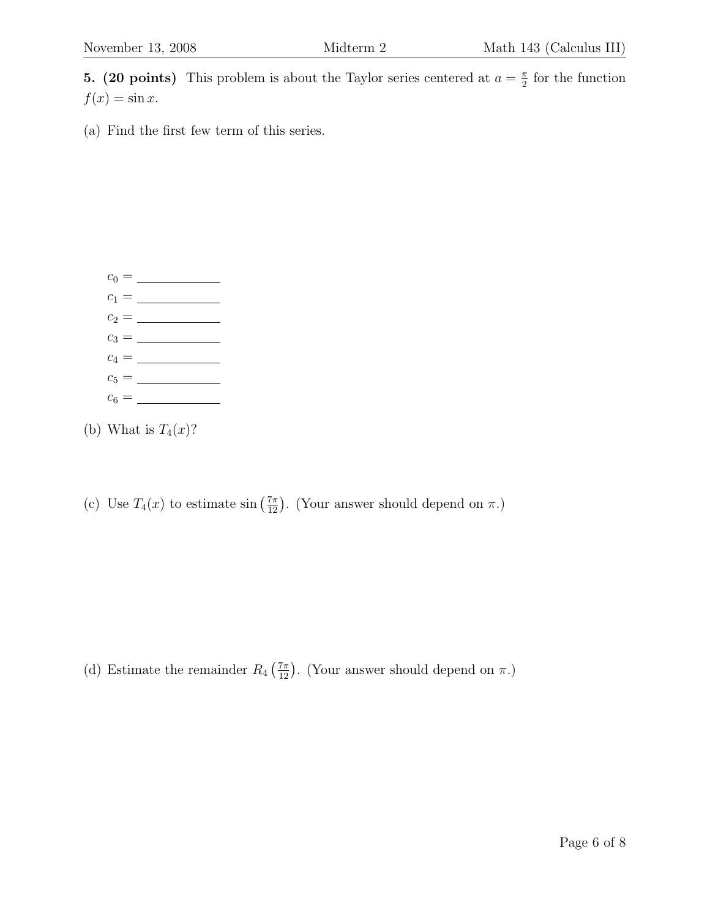**5. (20 points)** This problem is about the Taylor series centered at $a = \frac{\pi}{2}$ for the function $f(x) = \sin x$.

(a) Find the first few term of this series.

$c_0 =$ ____________

$c_1 =$ ____________

$c_2 =$ ____________

$c_3 =$ ____________

$c_4 =$ ____________

$c_5 =$ ____________

$c_6 =$ ____________

(b) What is $T_4(x)$?

(c) Use $T_4(x)$ to estimate $\sin\left(\frac{7\pi}{12}\right)$. (Your answer should depend on $\pi$.)

(d) Estimate the remainder $R_4\left(\frac{7\pi}{12}\right)$. (Your answer should depend on $\pi$.)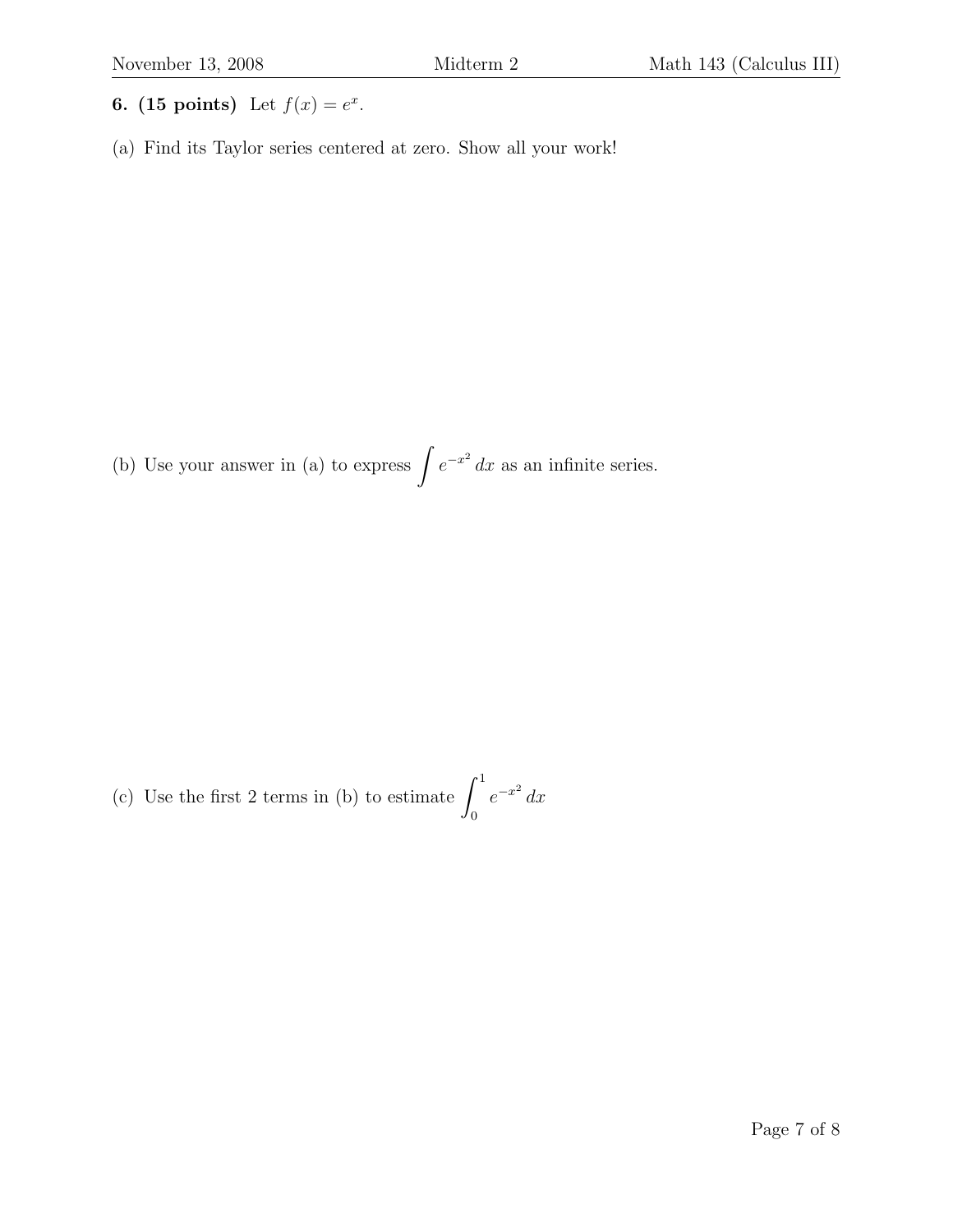**6. (15 points)** Let $f(x) = e^x$.

(a) Find its Taylor series centered at zero. Show all your work!

(b) Use your answer in (a) to express $\int e^{-x^2}\,dx$ as an infinite series.

(c) Use the first 2 terms in (b) to estimate $\int_0^1 e^{-x^2}\,dx$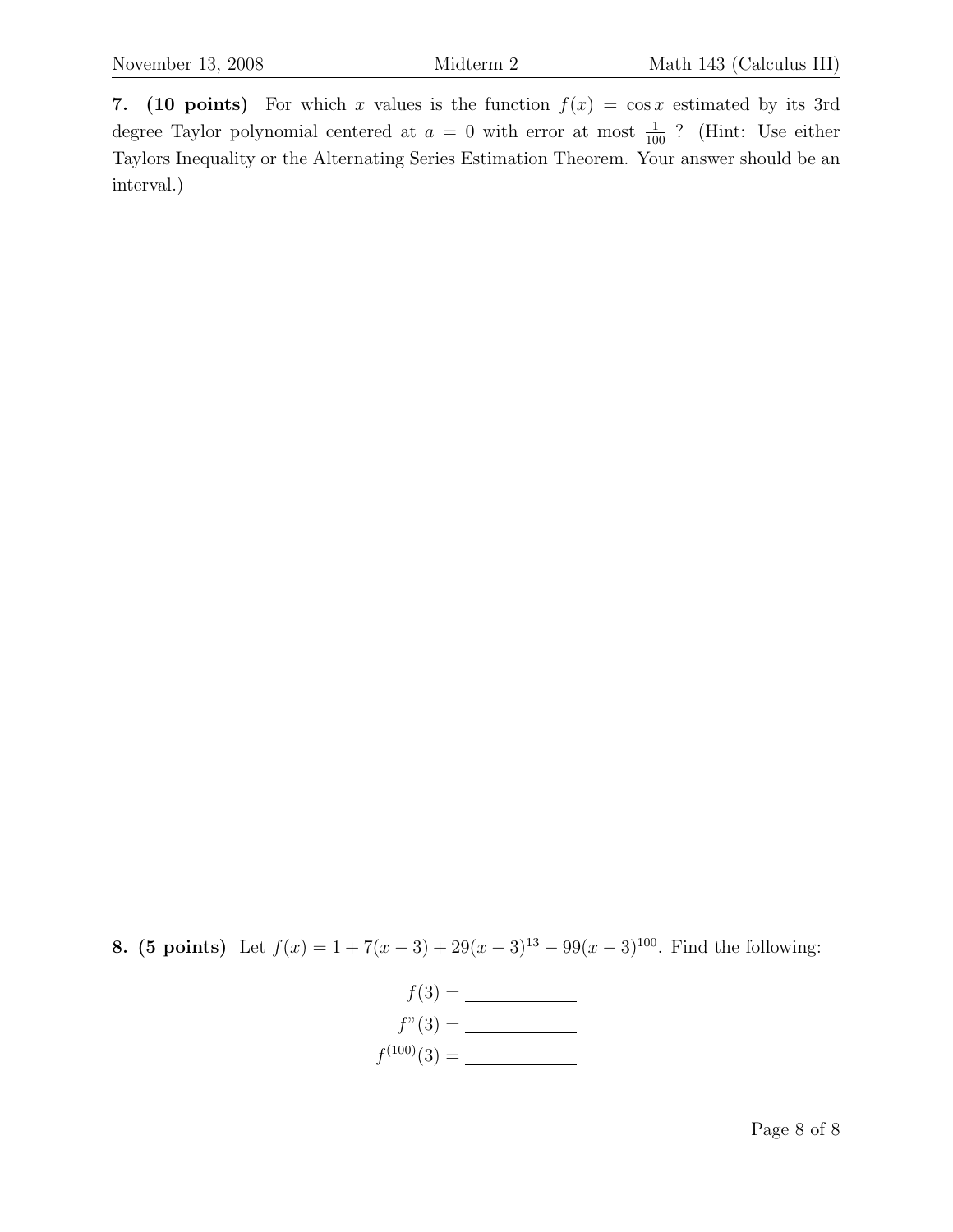**7. (10 points)** For which $x$ values is the function $f(x) = \cos x$ estimated by its 3rd degree Taylor polynomial centered at $a = 0$ with error at most $\frac{1}{100}$ ? (Hint: Use either Taylors Inequality or the Alternating Series Estimation Theorem. Your answer should be an interval.)

**8. (5 points)** Let $f(x) = 1 + 7(x-3) + 29(x-3)^{13} - 99(x-3)^{100}$. Find the following:

$f(3) =$ \_\_\_\_\_\_\_\_\_\_\_\_

$f''(3) =$ \_\_\_\_\_\_\_\_\_\_\_\_

$f^{(100)}(3) =$ \_\_\_\_\_\_\_\_\_\_\_\_